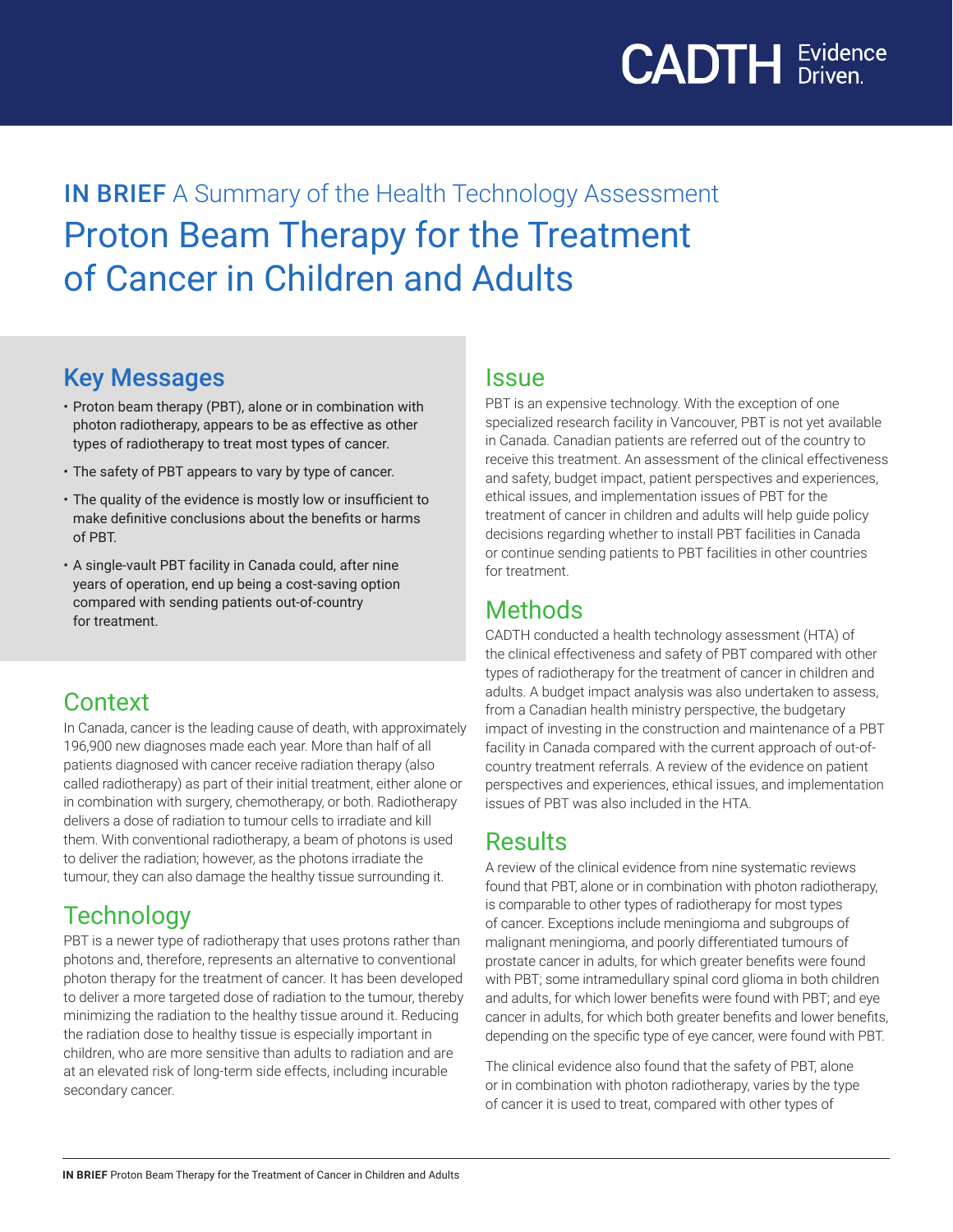CADTH Evidence Driven.

# IN BRIEF A Summary of the Health Technology Assessment

# Proton Beam Therapy for the Treatment of Cancer in Children and Adults

## Key Messages

- Proton beam therapy (PBT), alone or in combination with photon radiotherapy, appears to be as effective as other types of radiotherapy to treat most types of cancer.
- The safety of PBT appears to vary by type of cancer.
- The quality of the evidence is mostly low or insufficient to make definitive conclusions about the benefits or harms of PBT.
- A single-vault PBT facility in Canada could, after nine years of operation, end up being a cost-saving option compared with sending patients out-of-country for treatment.

## Context

In Canada, cancer is the leading cause of death, with approximately 196,900 new diagnoses made each year. More than half of all patients diagnosed with cancer receive radiation therapy (also called radiotherapy) as part of their initial treatment, either alone or in combination with surgery, chemotherapy, or both. Radiotherapy delivers a dose of radiation to tumour cells to irradiate and kill them. With conventional radiotherapy, a beam of photons is used to deliver the radiation; however, as the photons irradiate the tumour, they can also damage the healthy tissue surrounding it.

## Technology

PBT is a newer type of radiotherapy that uses protons rather than photons and, therefore, represents an alternative to conventional photon therapy for the treatment of cancer. It has been developed to deliver a more targeted dose of radiation to the tumour, thereby minimizing the radiation to the healthy tissue around it. Reducing the radiation dose to healthy tissue is especially important in children, who are more sensitive than adults to radiation and are at an elevated risk of long-term side effects, including incurable secondary cancer.

## Issue

PBT is an expensive technology. With the exception of one specialized research facility in Vancouver, PBT is not yet available in Canada. Canadian patients are referred out of the country to receive this treatment. An assessment of the clinical effectiveness and safety, budget impact, patient perspectives and experiences, ethical issues, and implementation issues of PBT for the treatment of cancer in children and adults will help guide policy decisions regarding whether to install PBT facilities in Canada or continue sending patients to PBT facilities in other countries for treatment.

## Methods

CADTH conducted a health technology assessment (HTA) of the clinical effectiveness and safety of PBT compared with other types of radiotherapy for the treatment of cancer in children and adults. A budget impact analysis was also undertaken to assess, from a Canadian health ministry perspective, the budgetary impact of investing in the construction and maintenance of a PBT facility in Canada compared with the current approach of out-of-country treatment referrals. A review of the evidence on patient perspectives and experiences, ethical issues, and implementation issues of PBT was also included in the HTA.

## Results

A review of the clinical evidence from nine systematic reviews found that PBT, alone or in combination with photon radiotherapy, is comparable to other types of radiotherapy for most types of cancer. Exceptions include meningioma and subgroups of malignant meningioma, and poorly differentiated tumours of prostate cancer in adults, for which greater benefits were found with PBT; some intramedullary spinal cord glioma in both children and adults, for which lower benefits were found with PBT; and eye cancer in adults, for which both greater benefits and lower benefits, depending on the specific type of eye cancer, were found with PBT.

The clinical evidence also found that the safety of PBT, alone or in combination with photon radiotherapy, varies by the type of cancer it is used to treat, compared with other types of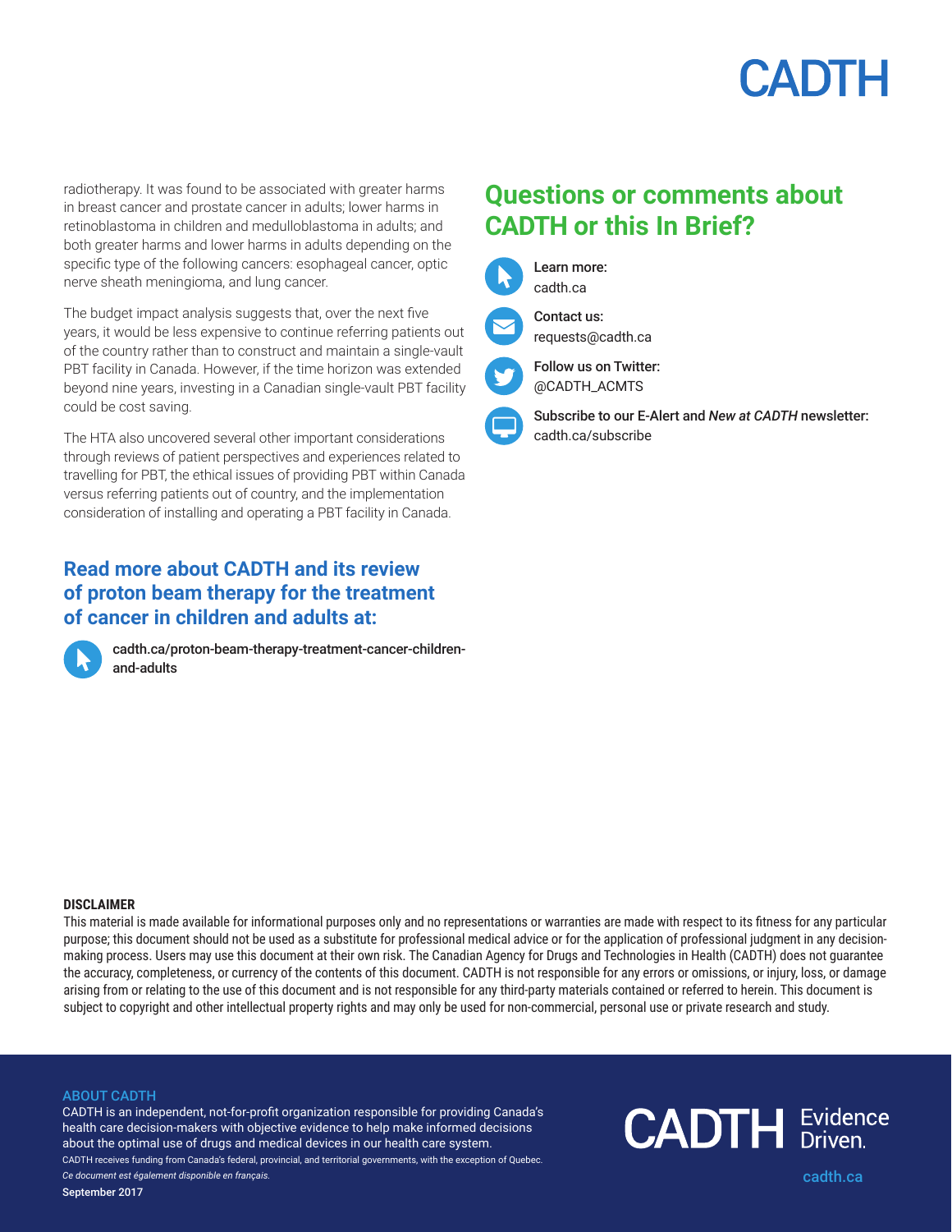radiotherapy. It was found to be associated with greater harms in breast cancer and prostate cancer in adults; lower harms in retinoblastoma in children and medulloblastoma in adults; and both greater harms and lower harms in adults depending on the specific type of the following cancers: esophageal cancer, optic nerve sheath meningioma, and lung cancer.

The budget impact analysis suggests that, over the next five years, it would be less expensive to continue referring patients out of the country rather than to construct and maintain a single-vault PBT facility in Canada. However, if the time horizon was extended beyond nine years, investing in a Canadian single-vault PBT facility could be cost saving.

The HTA also uncovered several other important considerations through reviews of patient perspectives and experiences related to travelling for PBT, the ethical issues of providing PBT within Canada versus referring patients out of country, and the implementation consideration of installing and operating a PBT facility in Canada.

## Read more about CADTH and its review of proton beam therapy for the treatment of cancer in children and adults at:

cadth.ca/proton-beam-therapy-treatment-cancer-children-and-adults

## Questions or comments about CADTH or this In Brief?

**Learn more:**
cadth.ca

**Contact us:**
requests@cadth.ca

**Follow us on Twitter:**
@CADTH_ACMTS

**Subscribe to our E-Alert and *New at CADTH* newsletter:**
cadth.ca/subscribe

**DISCLAIMER**

This material is made available for informational purposes only and no representations or warranties are made with respect to its fitness for any particular purpose; this document should not be used as a substitute for professional medical advice or for the application of professional judgment in any decision-making process. Users may use this document at their own risk. The Canadian Agency for Drugs and Technologies in Health (CADTH) does not guarantee the accuracy, completeness, or currency of the contents of this document. CADTH is not responsible for any errors or omissions, or injury, loss, or damage arising from or relating to the use of this document and is not responsible for any third-party materials contained or referred to herein. This document is subject to copyright and other intellectual property rights and may only be used for non-commercial, personal use or private research and study.

ABOUT CADTH

CADTH is an independent, not-for-profit organization responsible for providing Canada's health care decision-makers with objective evidence to help make informed decisions about the optimal use of drugs and medical devices in our health care system.

CADTH receives funding from Canada's federal, provincial, and territorial governments, with the exception of Quebec.

*Ce document est également disponible en français.*

September 2017

CADTH Evidence Driven.

cadth.ca